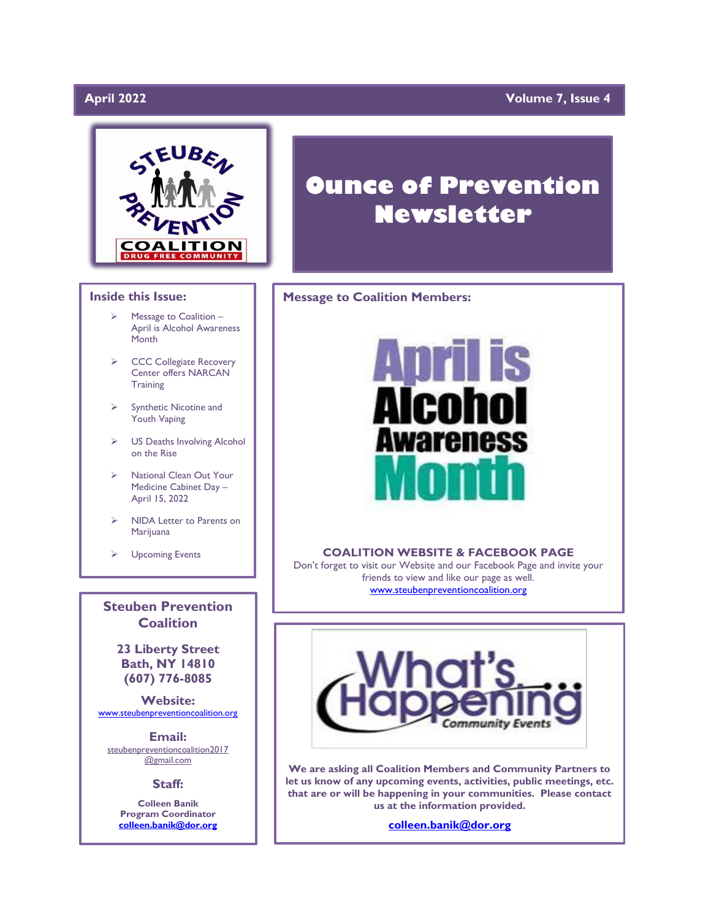April 2022 | Volume 7, Issue 4

# Ounce of Prevention Newsletter

## Inside this Issue:

- Message to Coalition – April is Alcohol Awareness Month
- CCC Collegiate Recovery Center offers NARCAN Training
- Synthetic Nicotine and Youth Vaping
- US Deaths Involving Alcohol on the Rise
- National Clean Out Your Medicine Cabinet Day – April 15, 2022
- NIDA Letter to Parents on Marijuana
- Upcoming Events

## Steuben Prevention Coalition

**23 Liberty Street**
**Bath, NY 14810**
**(607) 776-8085**

**Website:**
www.steubenpreventioncoalition.org

**Email:**
steubenpreventioncoalition2017@gmail.com

**Staff:**

**Colleen Banik**
**Program Coordinator**
**colleen.banik@dor.org**

## Message to Coalition Members:

April is Alcohol Awareness Month

### COALITION WEBSITE & FACEBOOK PAGE

Don't forget to visit our Website and our Facebook Page and invite your friends to view and like our page as well.

www.steubenpreventioncoalition.org

What's Happening Community Events

**We are asking all Coalition Members and Community Partners to let us know of any upcoming events, activities, public meetings, etc. that are or will be happening in your communities. Please contact us at the information provided.**

**colleen.banik@dor.org**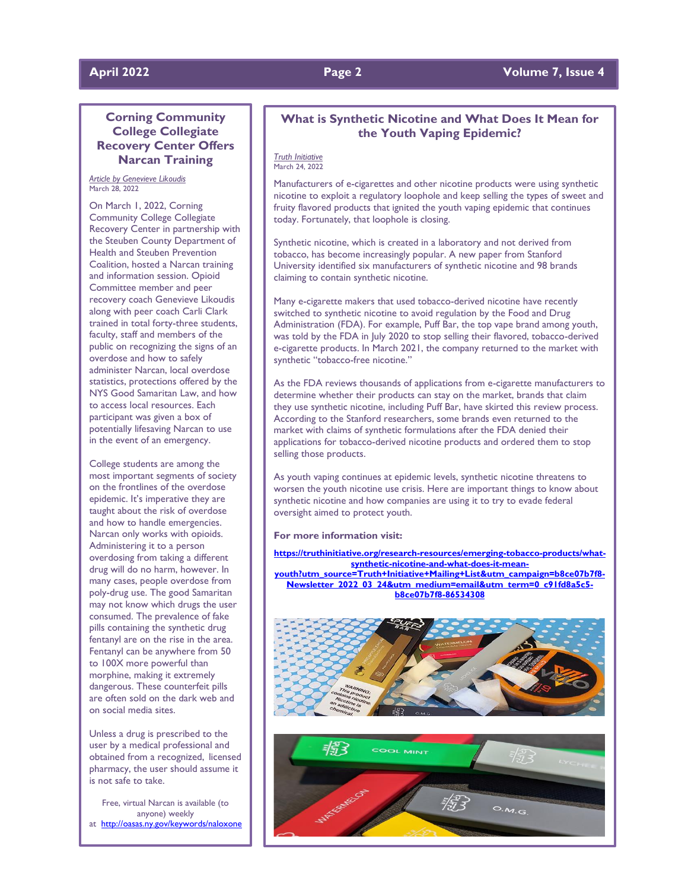## Corning Community College Collegiate Recovery Center Offers Narcan Training

*Article by Genevieve Likoudis*
March 28, 2022

On March 1, 2022, Corning Community College Collegiate Recovery Center in partnership with the Steuben County Department of Health and Steuben Prevention Coalition, hosted a Narcan training and information session. Opioid Committee member and peer recovery coach Genevieve Likoudis along with peer coach Carli Clark trained in total forty-three students, faculty, staff and members of the public on recognizing the signs of an overdose and how to safely administer Narcan, local overdose statistics, protections offered by the NYS Good Samaritan Law, and how to access local resources. Each participant was given a box of potentially lifesaving Narcan to use in the event of an emergency.

College students are among the most important segments of society on the frontlines of the overdose epidemic. It's imperative they are taught about the risk of overdose and how to handle emergencies. Narcan only works with opioids. Administering it to a person overdosing from taking a different drug will do no harm, however. In many cases, people overdose from poly-drug use. The good Samaritan may not know which drugs the user consumed. The prevalence of fake pills containing the synthetic drug fentanyl are on the rise in the area. Fentanyl can be anywhere from 50 to 100X more powerful than morphine, making it extremely dangerous. These counterfeit pills are often sold on the dark web and on social media sites.

Unless a drug is prescribed to the user by a medical professional and obtained from a recognized, licensed pharmacy, the user should assume it is not safe to take.

Free, virtual Narcan is available (to anyone) weekly at http://oasas.ny.gov/keywords/naloxone

## What is Synthetic Nicotine and What Does It Mean for the Youth Vaping Epidemic?

*Truth Initiative*
March 24, 2022

Manufacturers of e-cigarettes and other nicotine products were using synthetic nicotine to exploit a regulatory loophole and keep selling the types of sweet and fruity flavored products that ignited the youth vaping epidemic that continues today. Fortunately, that loophole is closing.

Synthetic nicotine, which is created in a laboratory and not derived from tobacco, has become increasingly popular. A new paper from Stanford University identified six manufacturers of synthetic nicotine and 98 brands claiming to contain synthetic nicotine.

Many e-cigarette makers that used tobacco-derived nicotine have recently switched to synthetic nicotine to avoid regulation by the Food and Drug Administration (FDA). For example, Puff Bar, the top vape brand among youth, was told by the FDA in July 2020 to stop selling their flavored, tobacco-derived e-cigarette products. In March 2021, the company returned to the market with synthetic "tobacco-free nicotine."

As the FDA reviews thousands of applications from e-cigarette manufacturers to determine whether their products can stay on the market, brands that claim they use synthetic nicotine, including Puff Bar, have skirted this review process. According to the Stanford researchers, some brands even returned to the market with claims of synthetic formulations after the FDA denied their applications for tobacco-derived nicotine products and ordered them to stop selling those products.

As youth vaping continues at epidemic levels, synthetic nicotine threatens to worsen the youth nicotine use crisis. Here are important things to know about synthetic nicotine and how companies are using it to try to evade federal oversight aimed to protect youth.

**For more information visit:**

**https://truthinitiative.org/research-resources/emerging-tobacco-products/what-synthetic-nicotine-and-what-does-it-mean-youth?utm_source=Truth+Initiative+Mailing+List&utm_campaign=b8ce07b7f8-Newsletter_2022_03_24&utm_medium=email&utm_term=0_c91fd8a5c5-b8ce07b7f8-86534308**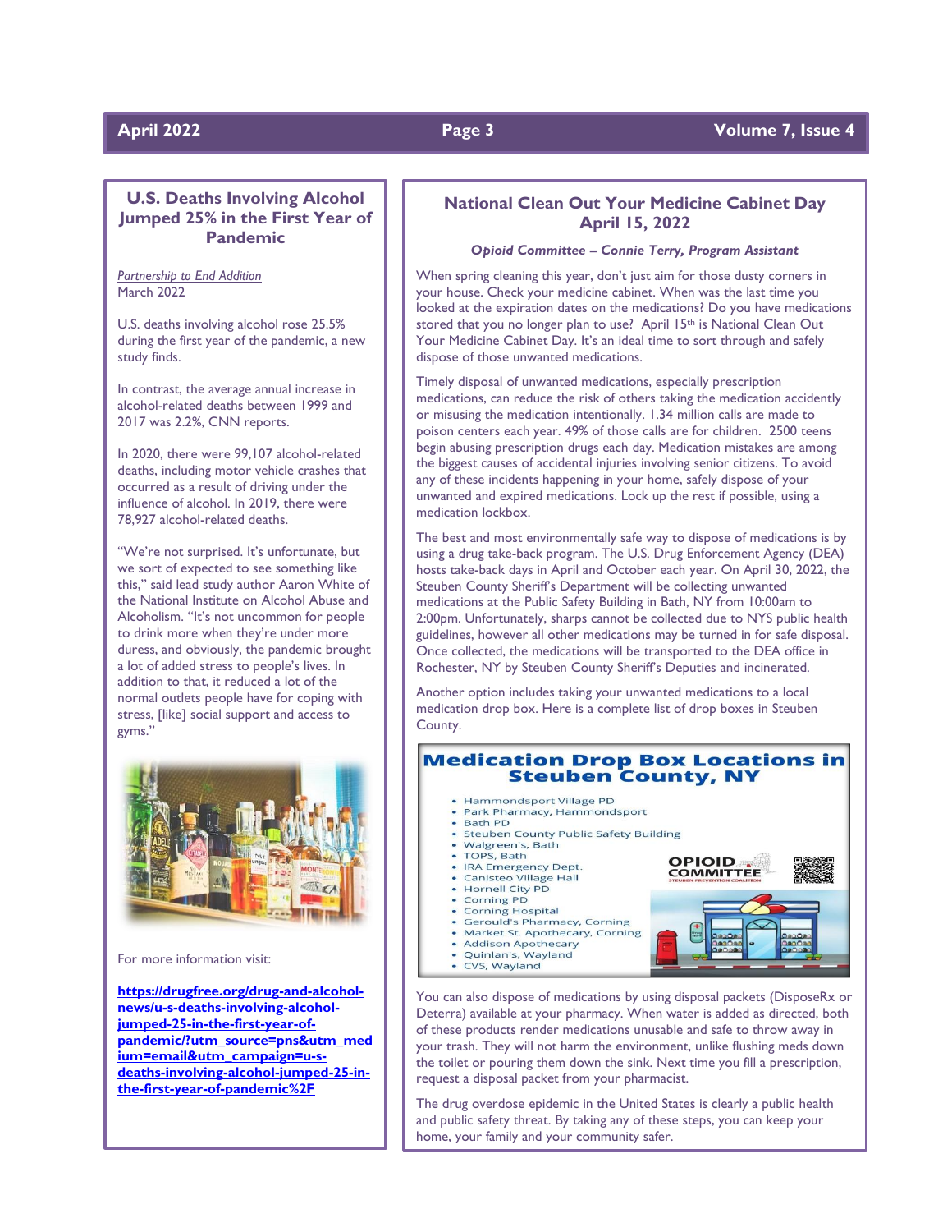## U.S. Deaths Involving Alcohol Jumped 25% in the First Year of Pandemic

*Partnership to End Addition*
March 2022

U.S. deaths involving alcohol rose 25.5% during the first year of the pandemic, a new study finds.

In contrast, the average annual increase in alcohol-related deaths between 1999 and 2017 was 2.2%, CNN reports.

In 2020, there were 99,107 alcohol-related deaths, including motor vehicle crashes that occurred as a result of driving under the influence of alcohol. In 2019, there were 78,927 alcohol-related deaths.

"We're not surprised. It's unfortunate, but we sort of expected to see something like this," said lead study author Aaron White of the National Institute on Alcohol Abuse and Alcoholism. "It's not uncommon for people to drink more when they're under more duress, and obviously, the pandemic brought a lot of added stress to people's lives. In addition to that, it reduced a lot of the normal outlets people have for coping with stress, [like] social support and access to gyms."

For more information visit:

**https://drugfree.org/drug-and-alcohol-news/u-s-deaths-involving-alcohol-jumped-25-in-the-first-year-of-pandemic/?utm_source=pns&utm_medium=email&utm_campaign=u-s-deaths-involving-alcohol-jumped-25-in-the-first-year-of-pandemic%2F**

## National Clean Out Your Medicine Cabinet Day April 15, 2022

***Opioid Committee – Connie Terry, Program Assistant***

When spring cleaning this year, don't just aim for those dusty corners in your house. Check your medicine cabinet. When was the last time you looked at the expiration dates on the medications? Do you have medications stored that you no longer plan to use? April 15th is National Clean Out Your Medicine Cabinet Day. It's an ideal time to sort through and safely dispose of those unwanted medications.

Timely disposal of unwanted medications, especially prescription medications, can reduce the risk of others taking the medication accidently or misusing the medication intentionally. 1.34 million calls are made to poison centers each year. 49% of those calls are for children. 2500 teens begin abusing prescription drugs each day. Medication mistakes are among the biggest causes of accidental injuries involving senior citizens. To avoid any of these incidents happening in your home, safely dispose of your unwanted and expired medications. Lock up the rest if possible, using a medication lockbox.

The best and most environmentally safe way to dispose of medications is by using a drug take-back program. The U.S. Drug Enforcement Agency (DEA) hosts take-back days in April and October each year. On April 30, 2022, the Steuben County Sheriff's Department will be collecting unwanted medications at the Public Safety Building in Bath, NY from 10:00am to 2:00pm. Unfortunately, sharps cannot be collected due to NYS public health guidelines, however all other medications may be turned in for safe disposal. Once collected, the medications will be transported to the DEA office in Rochester, NY by Steuben County Sheriff's Deputies and incinerated.

Another option includes taking your unwanted medications to a local medication drop box. Here is a complete list of drop boxes in Steuben County.

### Medication Drop Box Locations in Steuben County, NY

- Hammondsport Village PD
- Park Pharmacy, Hammondsport
- Bath PD
- Steuben County Public Safety Building
- Walgreen's, Bath
- TOPS, Bath
- IRA Emergency Dept.
- Canisteo Village Hall
- Hornell City PD
- Corning PD
- Corning Hospital
- Gerould's Pharmacy, Corning
- Market St. Apothecary, Corning
- Addison Apothecary
- Quinlan's, Wayland
- CVS, Wayland

OPIOID COMMITTEE
STEUBEN PREVENTION COALITION

You can also dispose of medications by using disposal packets (DisposeRx or Deterra) available at your pharmacy. When water is added as directed, both of these products render medications unusable and safe to throw away in your trash. They will not harm the environment, unlike flushing meds down the toilet or pouring them down the sink. Next time you fill a prescription, request a disposal packet from your pharmacist.

The drug overdose epidemic in the United States is clearly a public health and public safety threat. By taking any of these steps, you can keep your home, your family and your community safer.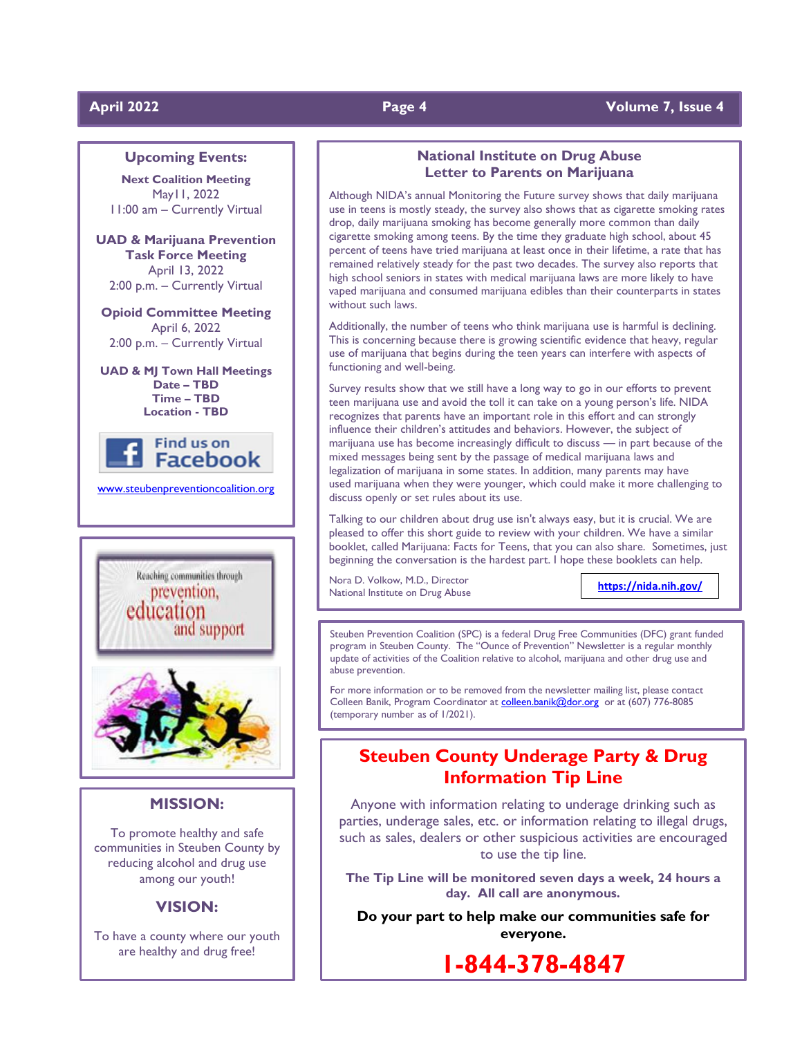## Upcoming Events:

**Next Coalition Meeting**
May11, 2022
11:00 am – Currently Virtual

**UAD & Marijuana Prevention Task Force Meeting**
April 13, 2022
2:00 p.m. – Currently Virtual

**Opioid Committee Meeting**
April 6, 2022
2:00 p.m. – Currently Virtual

**UAD & MJ Town Hall Meetings**
**Date – TBD**
**Time – TBD**
**Location - TBD**

Find us on Facebook

www.steubenpreventioncoalition.org

Reaching communities through prevention, education and support

## MISSION:

To promote healthy and safe communities in Steuben County by reducing alcohol and drug use among our youth!

## VISION:

To have a county where our youth are healthy and drug free!

## National Institute on Drug Abuse Letter to Parents on Marijuana

Although NIDA's annual Monitoring the Future survey shows that daily marijuana use in teens is mostly steady, the survey also shows that as cigarette smoking rates drop, daily marijuana smoking has become generally more common than daily cigarette smoking among teens. By the time they graduate high school, about 45 percent of teens have tried marijuana at least once in their lifetime, a rate that has remained relatively steady for the past two decades. The survey also reports that high school seniors in states with medical marijuana laws are more likely to have vaped marijuana and consumed marijuana edibles than their counterparts in states without such laws.

Additionally, the number of teens who think marijuana use is harmful is declining. This is concerning because there is growing scientific evidence that heavy, regular use of marijuana that begins during the teen years can interfere with aspects of functioning and well-being.

Survey results show that we still have a long way to go in our efforts to prevent teen marijuana use and avoid the toll it can take on a young person's life. NIDA recognizes that parents have an important role in this effort and can strongly influence their children's attitudes and behaviors. However, the subject of marijuana use has become increasingly difficult to discuss — in part because of the mixed messages being sent by the passage of medical marijuana laws and legalization of marijuana in some states. In addition, many parents may have used marijuana when they were younger, which could make it more challenging to discuss openly or set rules about its use.

Talking to our children about drug use isn't always easy, but it is crucial. We are pleased to offer this short guide to review with your children. We have a similar booklet, called Marijuana: Facts for Teens, that you can also share. Sometimes, just beginning the conversation is the hardest part. I hope these booklets can help.

Nora D. Volkow, M.D., Director
National Institute on Drug Abuse

**https://nida.nih.gov/**

Steuben Prevention Coalition (SPC) is a federal Drug Free Communities (DFC) grant funded program in Steuben County. The "Ounce of Prevention" Newsletter is a regular monthly update of activities of the Coalition relative to alcohol, marijuana and other drug use and abuse prevention.

For more information or to be removed from the newsletter mailing list, please contact Colleen Banik, Program Coordinator at colleen.banik@dor.org or at (607) 776-8085 (temporary number as of 1/2021).

## Steuben County Underage Party & Drug Information Tip Line

Anyone with information relating to underage drinking such as parties, underage sales, etc. or information relating to illegal drugs, such as sales, dealers or other suspicious activities are encouraged to use the tip line.

**The Tip Line will be monitored seven days a week, 24 hours a day. All call are anonymous.**

**Do your part to help make our communities safe for everyone.**

**1-844-378-4847**